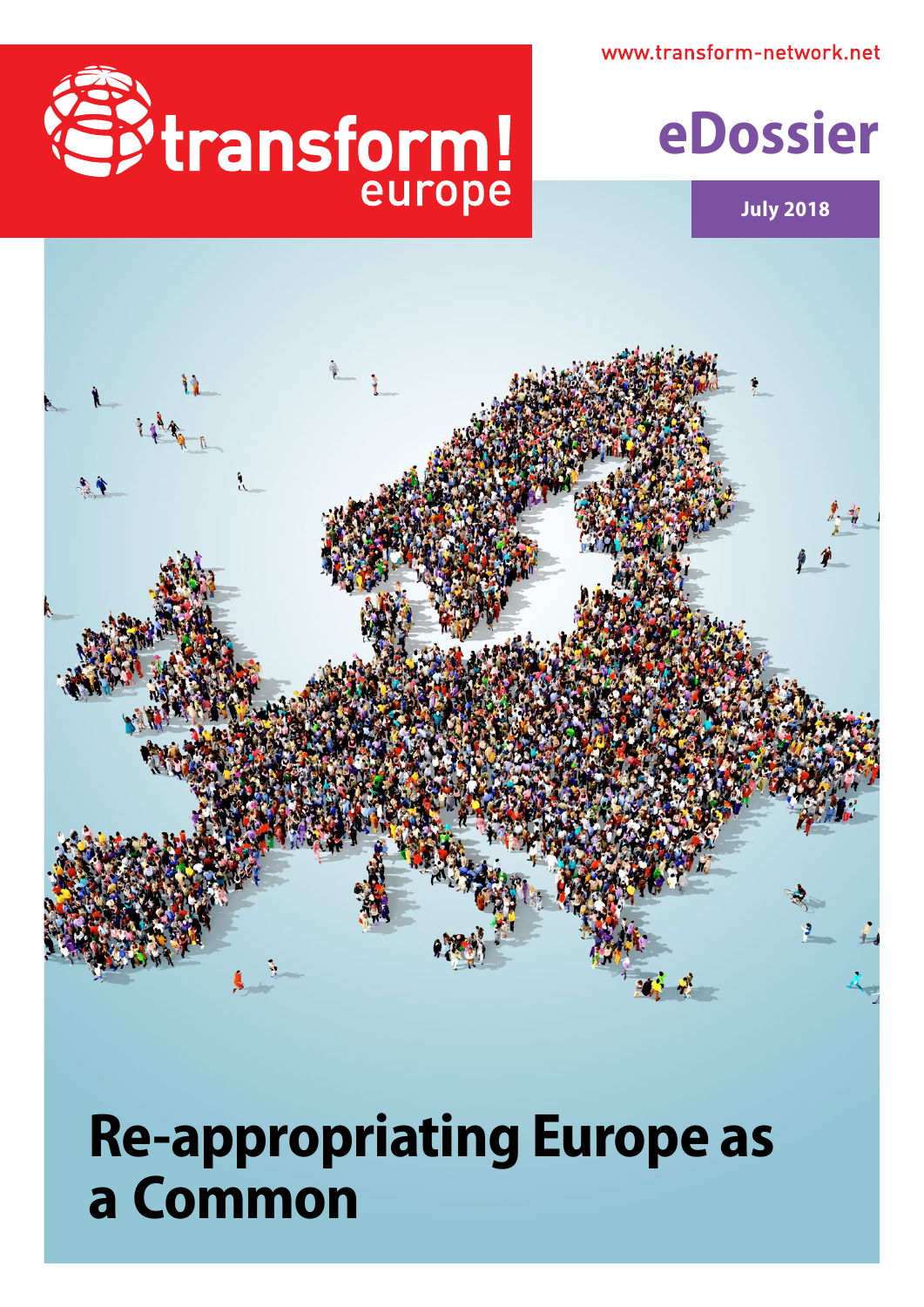www.transform-network.net

transform! europe

eDossier

July 2018

# Re-appropriating Europe as a Common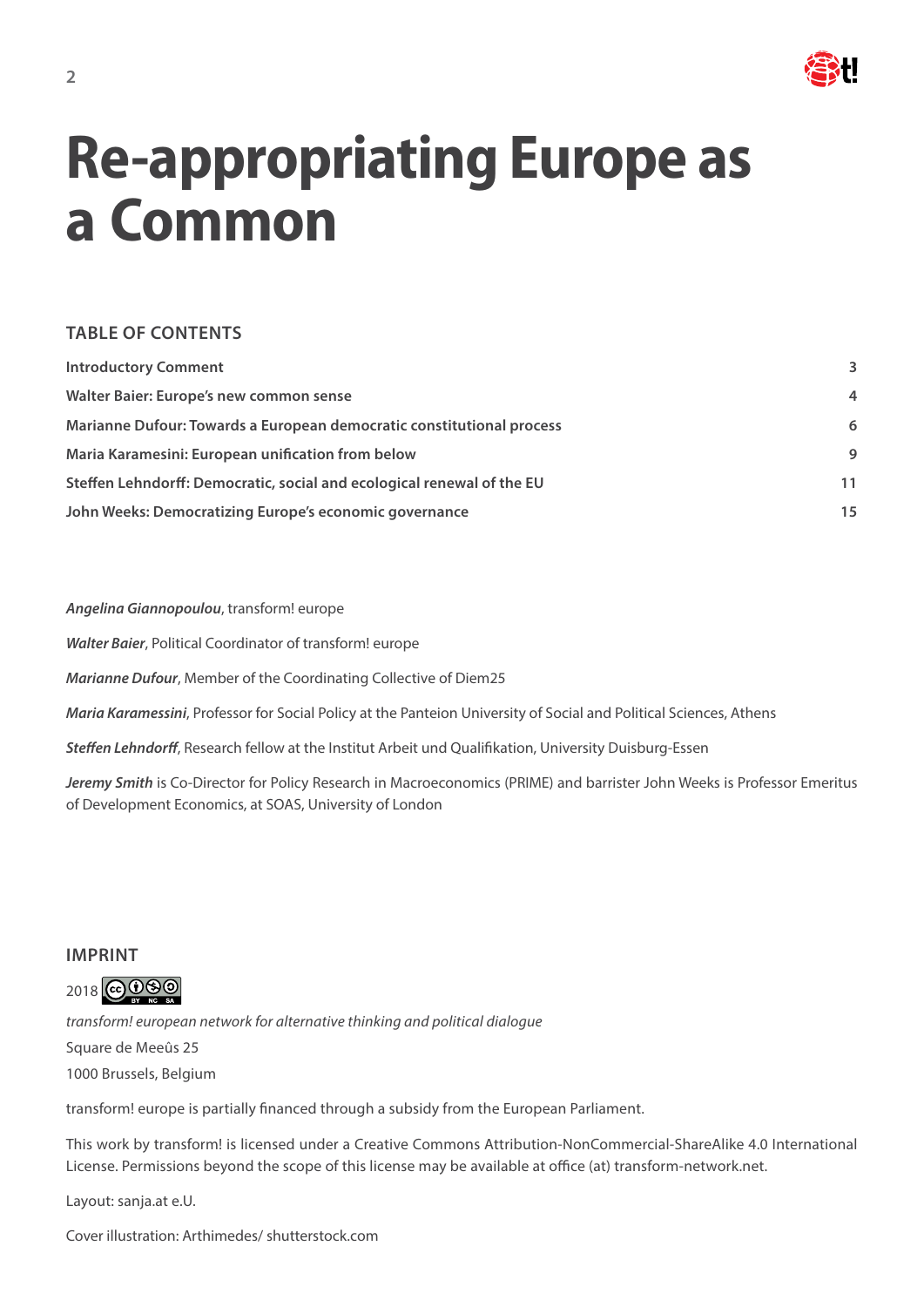# Re-appropriating Europe as a Common

## TABLE OF CONTENTS

| | |
|---|---|
| **Introductory Comment** | 3 |
| **Walter Baier: Europe's new common sense** | 4 |
| **Marianne Dufour: Towards a European democratic constitutional process** | 6 |
| **Maria Karamesini: European unification from below** | 9 |
| **Steffen Lehndorff: Democratic, social and ecological renewal of the EU** | 11 |
| **John Weeks: Democratizing Europe's economic governance** | 15 |

***Angelina Giannopoulou***, transform! europe

***Walter Baier***, Political Coordinator of transform! europe

***Marianne Dufour***, Member of the Coordinating Collective of Diem25

***Maria Karamessini***, Professor for Social Policy at the Panteion University of Social and Political Sciences, Athens

***Steffen Lehndorff***, Research fellow at the Institut Arbeit und Qualifikation, University Duisburg-Essen

***Jeremy Smith*** is Co-Director for Policy Research in Macroeconomics (PRIME) and barrister John Weeks is Professor Emeritus of Development Economics, at SOAS, University of London

## IMPRINT

2018 CC BY NC SA

*transform! european network for alternative thinking and political dialogue*

Square de Meeûs 25

1000 Brussels, Belgium

transform! europe is partially financed through a subsidy from the European Parliament.

This work by transform! is licensed under a Creative Commons Attribution-NonCommercial-ShareAlike 4.0 International License. Permissions beyond the scope of this license may be available at office (at) transform-network.net.

Layout: sanja.at e.U.

Cover illustration: Arthimedes/ shutterstock.com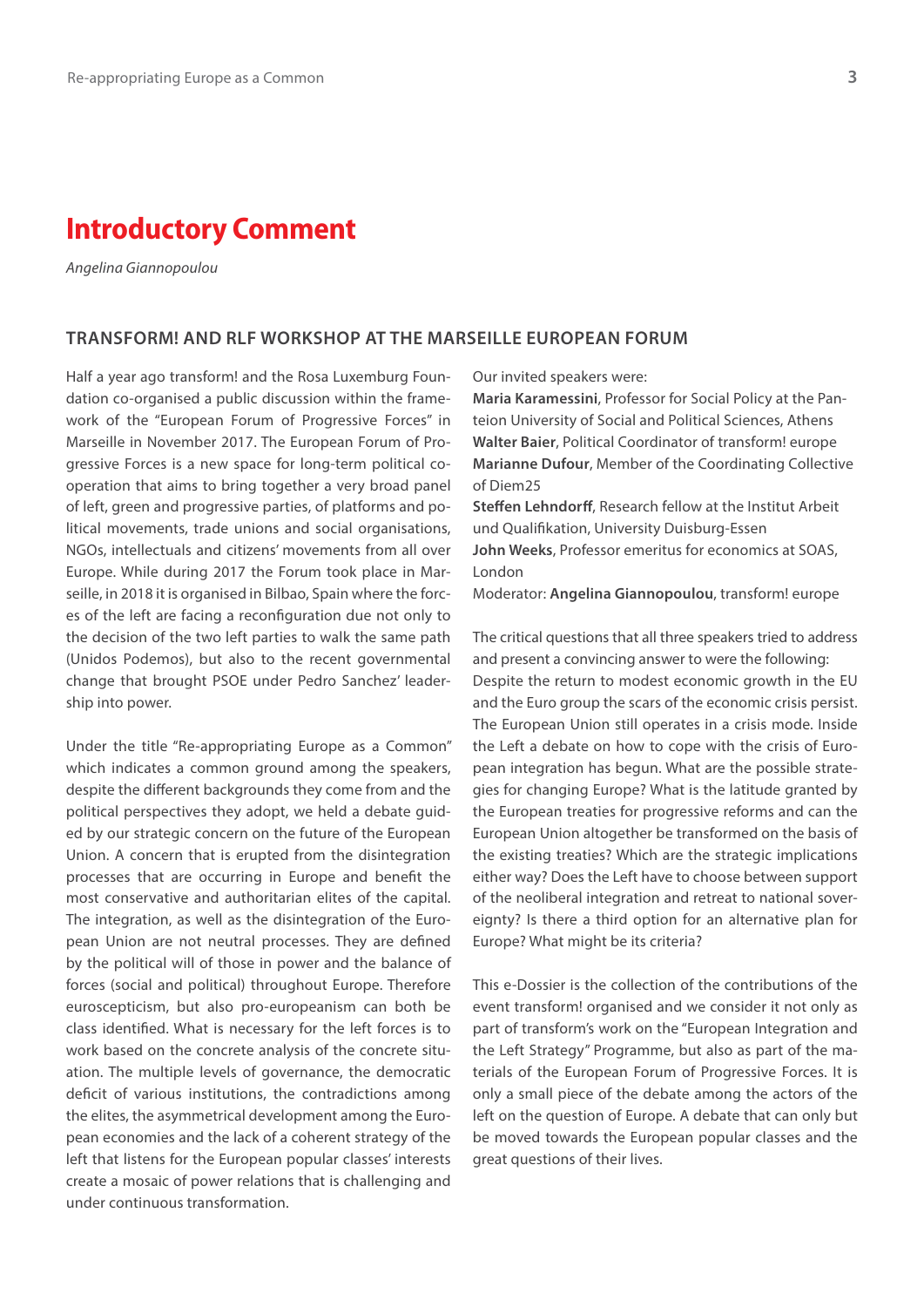# Introductory Comment

*Angelina Giannopoulou*

## TRANSFORM! AND RLF WORKSHOP AT THE MARSEILLE EUROPEAN FORUM

Half a year ago transform! and the Rosa Luxemburg Foundation co-organised a public discussion within the framework of the "European Forum of Progressive Forces" in Marseille in November 2017. The European Forum of Progressive Forces is a new space for long-term political co-operation that aims to bring together a very broad panel of left, green and progressive parties, of platforms and political movements, trade unions and social organisations, NGOs, intellectuals and citizens' movements from all over Europe. While during 2017 the Forum took place in Marseille, in 2018 it is organised in Bilbao, Spain where the forces of the left are facing a reconfiguration due not only to the decision of the two left parties to walk the same path (Unidos Podemos), but also to the recent governmental change that brought PSOE under Pedro Sanchez' leadership into power.

Under the title "Re-appropriating Europe as a Common" which indicates a common ground among the speakers, despite the different backgrounds they come from and the political perspectives they adopt, we held a debate guided by our strategic concern on the future of the European Union. A concern that is erupted from the disintegration processes that are occurring in Europe and benefit the most conservative and authoritarian elites of the capital. The integration, as well as the disintegration of the European Union are not neutral processes. They are defined by the political will of those in power and the balance of forces (social and political) throughout Europe. Therefore euroscepticism, but also pro-europeanism can both be class identified. What is necessary for the left forces is to work based on the concrete analysis of the concrete situation. The multiple levels of governance, the democratic deficit of various institutions, the contradictions among the elites, the asymmetrical development among the European economies and the lack of a coherent strategy of the left that listens for the European popular classes' interests create a mosaic of power relations that is challenging and under continuous transformation.

Our invited speakers were:
**Maria Karamessini**, Professor for Social Policy at the Panteion University of Social and Political Sciences, Athens
**Walter Baier**, Political Coordinator of transform! europe
**Marianne Dufour**, Member of the Coordinating Collective of Diem25
**Steffen Lehndorff**, Research fellow at the Institut Arbeit und Qualifikation, University Duisburg-Essen
**John Weeks**, Professor emeritus for economics at SOAS, London
Moderator: **Angelina Giannopoulou**, transform! europe

The critical questions that all three speakers tried to address and present a convincing answer to were the following: Despite the return to modest economic growth in the EU and the Euro group the scars of the economic crisis persist. The European Union still operates in a crisis mode. Inside the Left a debate on how to cope with the crisis of European integration has begun. What are the possible strategies for changing Europe? What is the latitude granted by the European treaties for progressive reforms and can the European Union altogether be transformed on the basis of the existing treaties? Which are the strategic implications either way? Does the Left have to choose between support of the neoliberal integration and retreat to national sovereignty? Is there a third option for an alternative plan for Europe? What might be its criteria?

This e-Dossier is the collection of the contributions of the event transform! organised and we consider it not only as part of transform's work on the "European Integration and the Left Strategy" Programme, but also as part of the materials of the European Forum of Progressive Forces. It is only a small piece of the debate among the actors of the left on the question of Europe. A debate that can only but be moved towards the European popular classes and the great questions of their lives.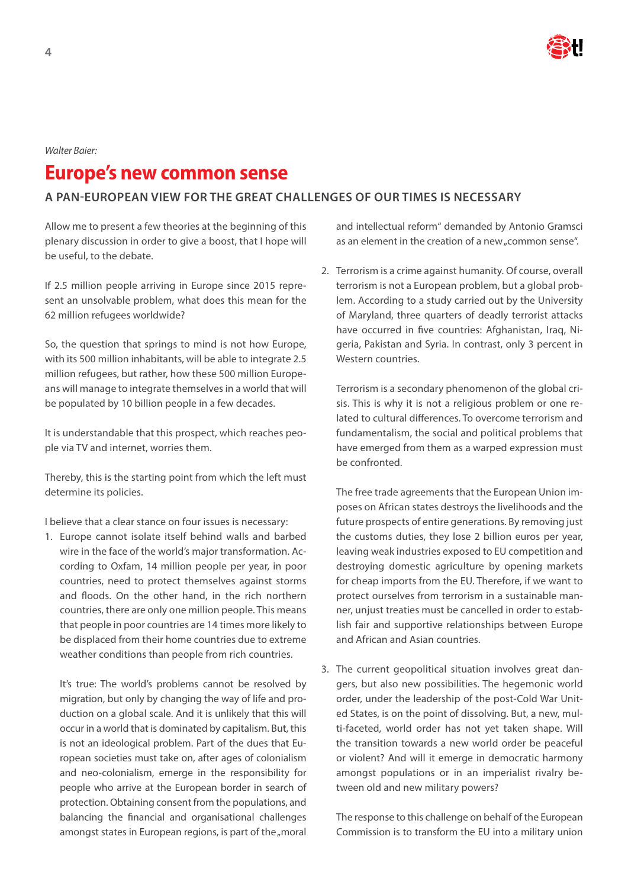*Walter Baier:*

# Europe's new common sense

## A PAN-EUROPEAN VIEW FOR THE GREAT CHALLENGES OF OUR TIMES IS NECESSARY

Allow me to present a few theories at the beginning of this plenary discussion in order to give a boost, that I hope will be useful, to the debate.

If 2.5 million people arriving in Europe since 2015 represent an unsolvable problem, what does this mean for the 62 million refugees worldwide?

So, the question that springs to mind is not how Europe, with its 500 million inhabitants, will be able to integrate 2.5 million refugees, but rather, how these 500 million Europeans will manage to integrate themselves in a world that will be populated by 10 billion people in a few decades.

It is understandable that this prospect, which reaches people via TV and internet, worries them.

Thereby, this is the starting point from which the left must determine its policies.

I believe that a clear stance on four issues is necessary:

1. Europe cannot isolate itself behind walls and barbed wire in the face of the world's major transformation. According to Oxfam, 14 million people per year, in poor countries, need to protect themselves against storms and floods. On the other hand, in the rich northern countries, there are only one million people. This means that people in poor countries are 14 times more likely to be displaced from their home countries due to extreme weather conditions than people from rich countries.

   It's true: The world's problems cannot be resolved by migration, but only by changing the way of life and production on a global scale. And it is unlikely that this will occur in a world that is dominated by capitalism. But, this is not an ideological problem. Part of the dues that European societies must take on, after ages of colonialism and neo-colonialism, emerge in the responsibility for people who arrive at the European border in search of protection. Obtaining consent from the populations, and balancing the financial and organisational challenges amongst states in European regions, is part of the „moral and intellectual reform" demanded by Antonio Gramsci as an element in the creation of a new „common sense".

2. Terrorism is a crime against humanity. Of course, overall terrorism is not a European problem, but a global problem. According to a study carried out by the University of Maryland, three quarters of deadly terrorist attacks have occurred in five countries: Afghanistan, Iraq, Nigeria, Pakistan and Syria. In contrast, only 3 percent in Western countries.

   Terrorism is a secondary phenomenon of the global crisis. This is why it is not a religious problem or one related to cultural differences. To overcome terrorism and fundamentalism, the social and political problems that have emerged from them as a warped expression must be confronted.

   The free trade agreements that the European Union imposes on African states destroys the livelihoods and the future prospects of entire generations. By removing just the customs duties, they lose 2 billion euros per year, leaving weak industries exposed to EU competition and destroying domestic agriculture by opening markets for cheap imports from the EU. Therefore, if we want to protect ourselves from terrorism in a sustainable manner, unjust treaties must be cancelled in order to establish fair and supportive relationships between Europe and African and Asian countries.

3. The current geopolitical situation involves great dangers, but also new possibilities. The hegemonic world order, under the leadership of the post-Cold War United States, is on the point of dissolving. But, a new, multi-faceted, world order has not yet taken shape. Will the transition towards a new world order be peaceful or violent? And will it emerge in democratic harmony amongst populations or in an imperialist rivalry between old and new military powers?

   The response to this challenge on behalf of the European Commission is to transform the EU into a military union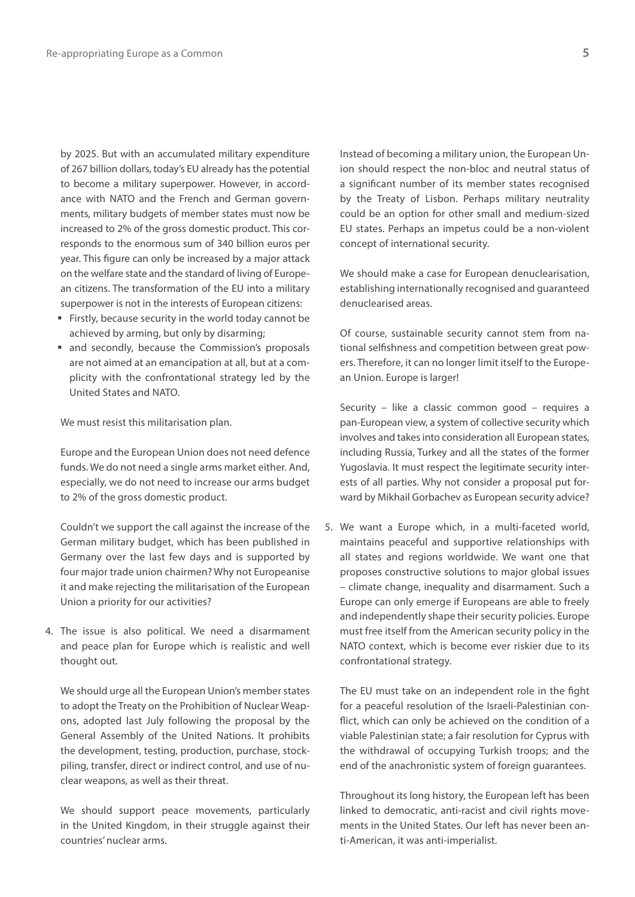by 2025. But with an accumulated military expenditure of 267 billion dollars, today's EU already has the potential to become a military superpower. However, in accordance with NATO and the French and German governments, military budgets of member states must now be increased to 2% of the gross domestic product. This corresponds to the enormous sum of 340 billion euros per year. This figure can only be increased by a major attack on the welfare state and the standard of living of European citizens. The transformation of the EU into a military superpower is not in the interests of European citizens:

- Firstly, because security in the world today cannot be achieved by arming, but only by disarming;
- and secondly, because the Commission's proposals are not aimed at an emancipation at all, but at a complicity with the confrontational strategy led by the United States and NATO.

We must resist this militarisation plan.

Europe and the European Union does not need defence funds. We do not need a single arms market either. And, especially, we do not need to increase our arms budget to 2% of the gross domestic product.

Couldn't we support the call against the increase of the German military budget, which has been published in Germany over the last few days and is supported by four major trade union chairmen? Why not Europeanise it and make rejecting the militarisation of the European Union a priority for our activities?

4. The issue is also political. We need a disarmament and peace plan for Europe which is realistic and well thought out.

   We should urge all the European Union's member states to adopt the Treaty on the Prohibition of Nuclear Weapons, adopted last July following the proposal by the General Assembly of the United Nations. It prohibits the development, testing, production, purchase, stockpiling, transfer, direct or indirect control, and use of nuclear weapons, as well as their threat.

   We should support peace movements, particularly in the United Kingdom, in their struggle against their countries' nuclear arms.

   Instead of becoming a military union, the European Union should respect the non-bloc and neutral status of a significant number of its member states recognised by the Treaty of Lisbon. Perhaps military neutrality could be an option for other small and medium-sized EU states. Perhaps an impetus could be a non-violent concept of international security.

   We should make a case for European denuclearisation, establishing internationally recognised and guaranteed denuclearised areas.

   Of course, sustainable security cannot stem from national selfishness and competition between great powers. Therefore, it can no longer limit itself to the European Union. Europe is larger!

   Security – like a classic common good – requires a pan-European view, a system of collective security which involves and takes into consideration all European states, including Russia, Turkey and all the states of the former Yugoslavia. It must respect the legitimate security interests of all parties. Why not consider a proposal put forward by Mikhail Gorbachev as European security advice?

5. We want a Europe which, in a multi-faceted world, maintains peaceful and supportive relationships with all states and regions worldwide. We want one that proposes constructive solutions to major global issues – climate change, inequality and disarmament. Such a Europe can only emerge if Europeans are able to freely and independently shape their security policies. Europe must free itself from the American security policy in the NATO context, which is become ever riskier due to its confrontational strategy.

   The EU must take on an independent role in the fight for a peaceful resolution of the Israeli-Palestinian conflict, which can only be achieved on the condition of a viable Palestinian state; a fair resolution for Cyprus with the withdrawal of occupying Turkish troops; and the end of the anachronistic system of foreign guarantees.

   Throughout its long history, the European left has been linked to democratic, anti-racist and civil rights movements in the United States. Our left has never been anti-American, it was anti-imperialist.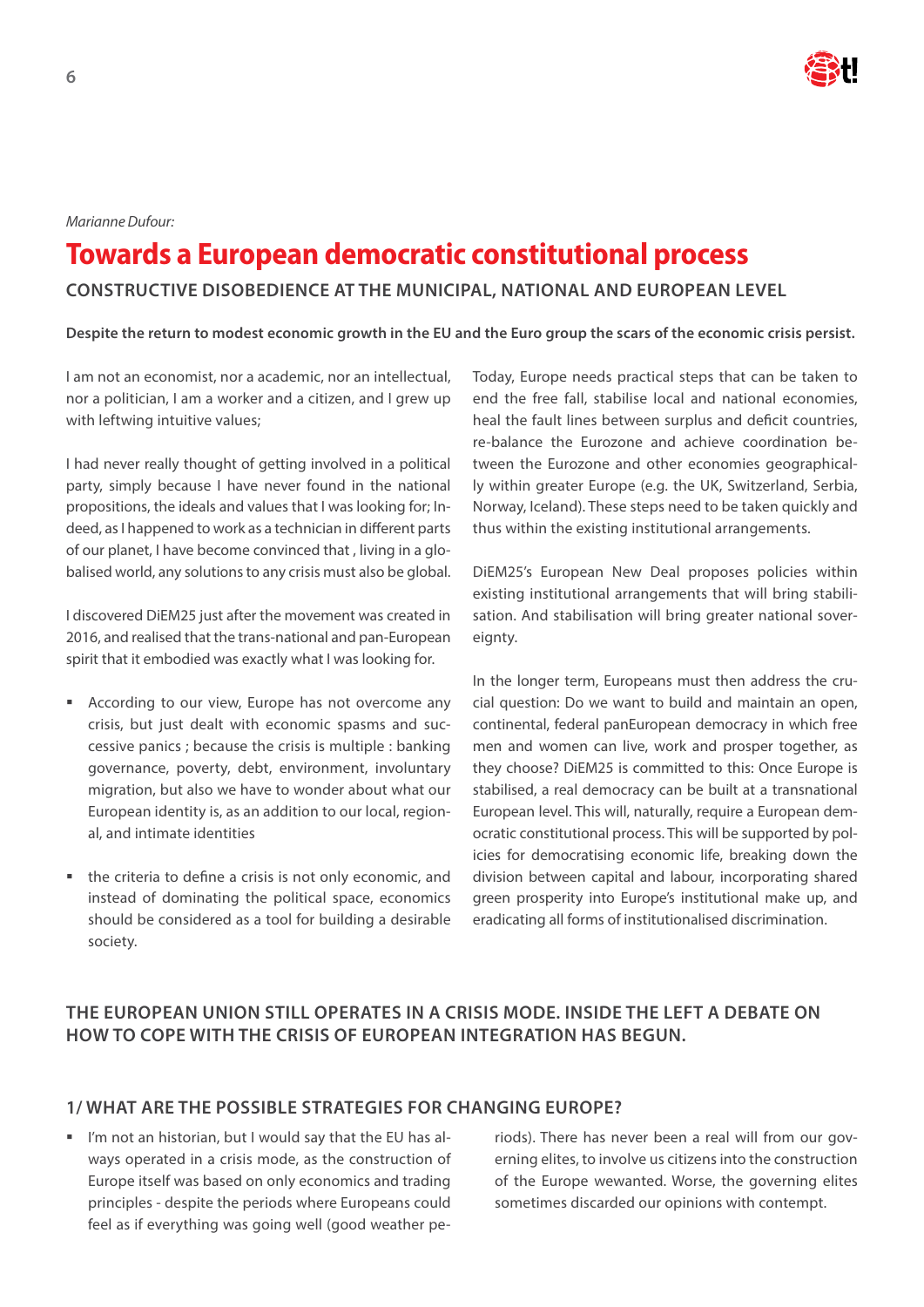*Marianne Dufour:*

# Towards a European democratic constitutional process

## CONSTRUCTIVE DISOBEDIENCE AT THE MUNICIPAL, NATIONAL AND EUROPEAN LEVEL

**Despite the return to modest economic growth in the EU and the Euro group the scars of the economic crisis persist.**

I am not an economist, nor a academic, nor an intellectual, nor a politician, I am a worker and a citizen, and I grew up with leftwing intuitive values;

I had never really thought of getting involved in a political party, simply because I have never found in the national propositions, the ideals and values that I was looking for; Indeed, as I happened to work as a technician in different parts of our planet, I have become convinced that , living in a globalised world, any solutions to any crisis must also be global.

I discovered DiEM25 just after the movement was created in 2016, and realised that the trans-national and pan-European spirit that it embodied was exactly what I was looking for.

- According to our view, Europe has not overcome any crisis, but just dealt with economic spasms and successive panics ; because the crisis is multiple : banking governance, poverty, debt, environment, involuntary migration, but also we have to wonder about what our European identity is, as an addition to our local, regional, and intimate identities
- the criteria to define a crisis is not only economic, and instead of dominating the political space, economics should be considered as a tool for building a desirable society.

Today, Europe needs practical steps that can be taken to end the free fall, stabilise local and national economies, heal the fault lines between surplus and deficit countries, re-balance the Eurozone and achieve coordination between the Eurozone and other economies geographically within greater Europe (e.g. the UK, Switzerland, Serbia, Norway, Iceland). These steps need to be taken quickly and thus within the existing institutional arrangements.

DiEM25's European New Deal proposes policies within existing institutional arrangements that will bring stabilisation. And stabilisation will bring greater national sovereignty.

In the longer term, Europeans must then address the crucial question: Do we want to build and maintain an open, continental, federal panEuropean democracy in which free men and women can live, work and prosper together, as they choose? DiEM25 is committed to this: Once Europe is stabilised, a real democracy can be built at a transnational European level. This will, naturally, require a European democratic constitutional process. This will be supported by policies for democratising economic life, breaking down the division between capital and labour, incorporating shared green prosperity into Europe's institutional make up, and eradicating all forms of institutionalised discrimination.

## THE EUROPEAN UNION STILL OPERATES IN A CRISIS MODE. INSIDE THE LEFT A DEBATE ON HOW TO COPE WITH THE CRISIS OF EUROPEAN INTEGRATION HAS BEGUN.

### 1/ WHAT ARE THE POSSIBLE STRATEGIES FOR CHANGING EUROPE?

- I'm not an historian, but I would say that the EU has always operated in a crisis mode, as the construction of Europe itself was based on only economics and trading principles - despite the periods where Europeans could feel as if everything was going well (good weather periods). There has never been a real will from our governing elites, to involve us citizens into the construction of the Europe wewanted. Worse, the governing elites sometimes discarded our opinions with contempt.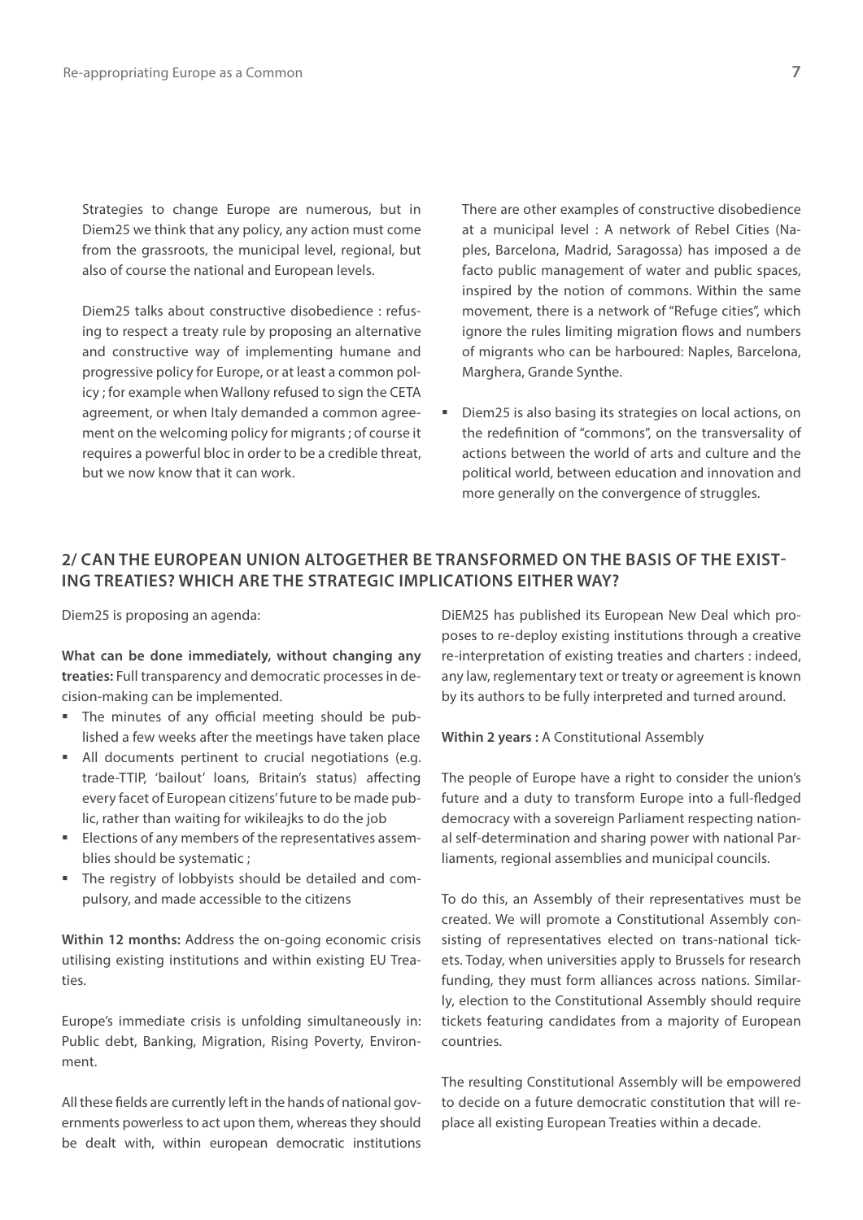Strategies to change Europe are numerous, but in Diem25 we think that any policy, any action must come from the grassroots, the municipal level, regional, but also of course the national and European levels.

Diem25 talks about constructive disobedience : refusing to respect a treaty rule by proposing an alternative and constructive way of implementing humane and progressive policy for Europe, or at least a common policy ; for example when Wallony refused to sign the CETA agreement, or when Italy demanded a common agreement on the welcoming policy for migrants ; of course it requires a powerful bloc in order to be a credible threat, but we now know that it can work.

There are other examples of constructive disobedience at a municipal level : A network of Rebel Cities (Naples, Barcelona, Madrid, Saragossa) has imposed a de facto public management of water and public spaces, inspired by the notion of commons. Within the same movement, there is a network of "Refuge cities", which ignore the rules limiting migration flows and numbers of migrants who can be harboured: Naples, Barcelona, Marghera, Grande Synthe.

- Diem25 is also basing its strategies on local actions, on the redefinition of "commons", on the transversality of actions between the world of arts and culture and the political world, between education and innovation and more generally on the convergence of struggles.

## 2/ CAN THE EUROPEAN UNION ALTOGETHER BE TRANSFORMED ON THE BASIS OF THE EXISTING TREATIES? WHICH ARE THE STRATEGIC IMPLICATIONS EITHER WAY?

Diem25 is proposing an agenda:

**What can be done immediately, without changing any treaties:** Full transparency and democratic processes in decision-making can be implemented.

- The minutes of any official meeting should be published a few weeks after the meetings have taken place
- All documents pertinent to crucial negotiations (e.g. trade-TTIP, 'bailout' loans, Britain's status) affecting every facet of European citizens' future to be made public, rather than waiting for wikileajks to do the job
- Elections of any members of the representatives assemblies should be systematic ;
- The registry of lobbyists should be detailed and compulsory, and made accessible to the citizens

**Within 12 months:** Address the on-going economic crisis utilising existing institutions and within existing EU Treaties.

Europe's immediate crisis is unfolding simultaneously in: Public debt, Banking, Migration, Rising Poverty, Environment.

All these fields are currently left in the hands of national governments powerless to act upon them, whereas they should be dealt with, within european democratic institutions DiEM25 has published its European New Deal which proposes to re-deploy existing institutions through a creative re-interpretation of existing treaties and charters : indeed, any law, reglementary text or treaty or agreement is known by its authors to be fully interpreted and turned around.

**Within 2 years :** A Constitutional Assembly

The people of Europe have a right to consider the union's future and a duty to transform Europe into a full-fledged democracy with a sovereign Parliament respecting national self-determination and sharing power with national Parliaments, regional assemblies and municipal councils.

To do this, an Assembly of their representatives must be created. We will promote a Constitutional Assembly consisting of representatives elected on trans-national tickets. Today, when universities apply to Brussels for research funding, they must form alliances across nations. Similarly, election to the Constitutional Assembly should require tickets featuring candidates from a majority of European countries.

The resulting Constitutional Assembly will be empowered to decide on a future democratic constitution that will replace all existing European Treaties within a decade.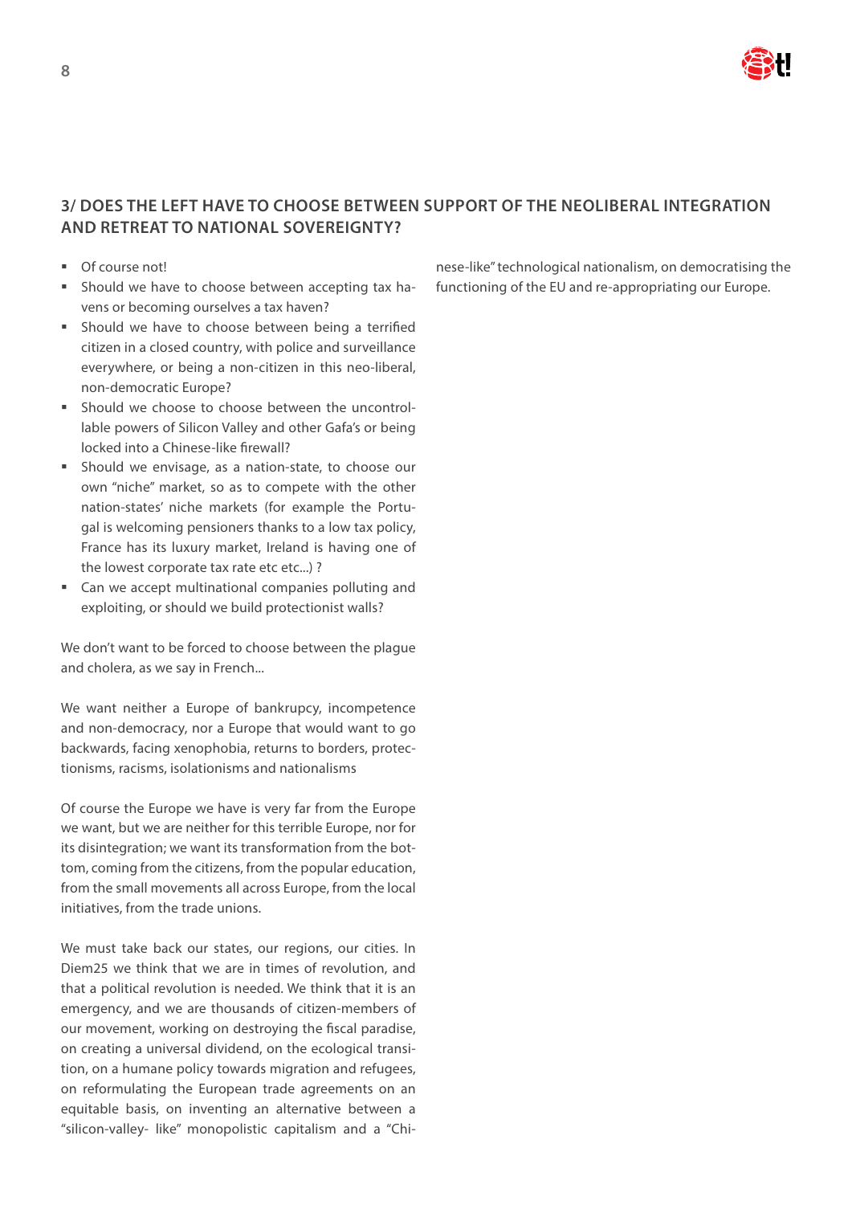## 3/ DOES THE LEFT HAVE TO CHOOSE BETWEEN SUPPORT OF THE NEOLIBERAL INTEGRATION AND RETREAT TO NATIONAL SOVEREIGNTY?

- Of course not!
- Should we have to choose between accepting tax havens or becoming ourselves a tax haven?
- Should we have to choose between being a terrified citizen in a closed country, with police and surveillance everywhere, or being a non-citizen in this neo-liberal, non-democratic Europe?
- Should we choose to choose between the uncontrollable powers of Silicon Valley and other Gafa's or being locked into a Chinese-like firewall?
- Should we envisage, as a nation-state, to choose our own "niche" market, so as to compete with the other nation-states' niche markets (for example the Portugal is welcoming pensioners thanks to a low tax policy, France has its luxury market, Ireland is having one of the lowest corporate tax rate etc etc...) ?
- Can we accept multinational companies polluting and exploiting, or should we build protectionist walls?

We don't want to be forced to choose between the plague and cholera, as we say in French...

We want neither a Europe of bankrupcy, incompetence and non-democracy, nor a Europe that would want to go backwards, facing xenophobia, returns to borders, protectionisms, racisms, isolationisms and nationalisms

Of course the Europe we have is very far from the Europe we want, but we are neither for this terrible Europe, nor for its disintegration; we want its transformation from the bottom, coming from the citizens, from the popular education, from the small movements all across Europe, from the local initiatives, from the trade unions.

We must take back our states, our regions, our cities. In Diem25 we think that we are in times of revolution, and that a political revolution is needed. We think that it is an emergency, and we are thousands of citizen-members of our movement, working on destroying the fiscal paradise, on creating a universal dividend, on the ecological transition, on a humane policy towards migration and refugees, on reformulating the European trade agreements on an equitable basis, on inventing an alternative between a "silicon-valley- like" monopolistic capitalism and a "Chinese-like" technological nationalism, on democratising the functioning of the EU and re-appropriating our Europe.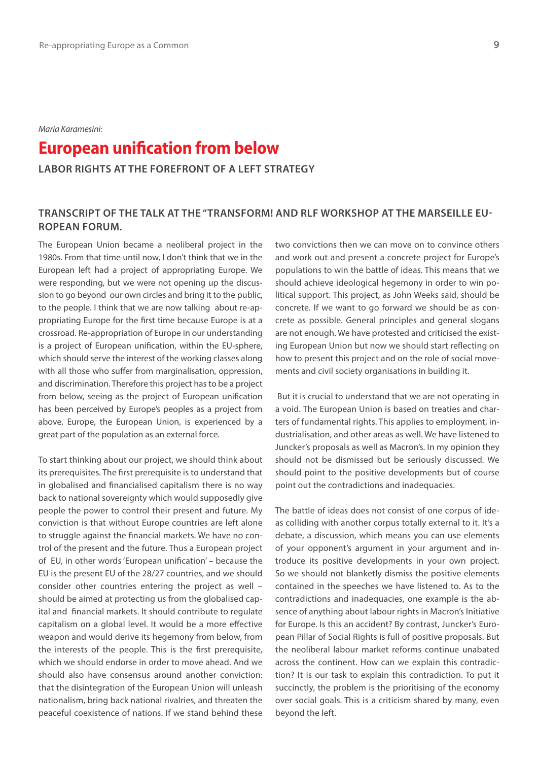*Maria Karamesini:*

# European unification from below

## LABOR RIGHTS AT THE FOREFRONT OF A LEFT STRATEGY

### TRANSCRIPT OF THE TALK AT THE "TRANSFORM! AND RLF WORKSHOP AT THE MARSEILLE EUROPEAN FORUM.

The European Union became a neoliberal project in the 1980s. From that time until now, I don't think that we in the European left had a project of appropriating Europe. We were responding, but we were not opening up the discussion to go beyond our own circles and bring it to the public, to the people. I think that we are now talking about re-appropriating Europe for the first time because Europe is at a crossroad. Re-appropriation of Europe in our understanding is a project of European unification, within the EU-sphere, which should serve the interest of the working classes along with all those who suffer from marginalisation, oppression, and discrimination. Therefore this project has to be a project from below, seeing as the project of European unification has been perceived by Europe's peoples as a project from above. Europe, the European Union, is experienced by a great part of the population as an external force.

To start thinking about our project, we should think about its prerequisites. The first prerequisite is to understand that in globalised and financialised capitalism there is no way back to national sovereignty which would supposedly give people the power to control their present and future. My conviction is that without Europe countries are left alone to struggle against the financial markets. We have no control of the present and the future. Thus a European project of EU, in other words 'European unification' – because the EU is the present EU of the 28/27 countries, and we should consider other countries entering the project as well – should be aimed at protecting us from the globalised capital and financial markets. It should contribute to regulate capitalism on a global level. It would be a more effective weapon and would derive its hegemony from below, from the interests of the people. This is the first prerequisite, which we should endorse in order to move ahead. And we should also have consensus around another conviction: that the disintegration of the European Union will unleash nationalism, bring back national rivalries, and threaten the peaceful coexistence of nations. If we stand behind these two convictions then we can move on to convince others and work out and present a concrete project for Europe's populations to win the battle of ideas. This means that we should achieve ideological hegemony in order to win political support. This project, as John Weeks said, should be concrete. If we want to go forward we should be as concrete as possible. General principles and general slogans are not enough. We have protested and criticised the existing European Union but now we should start reflecting on how to present this project and on the role of social movements and civil society organisations in building it.

But it is crucial to understand that we are not operating in a void. The European Union is based on treaties and charters of fundamental rights. This applies to employment, industrialisation, and other areas as well. We have listened to Juncker's proposals as well as Macron's. In my opinion they should not be dismissed but be seriously discussed. We should point to the positive developments but of course point out the contradictions and inadequacies.

The battle of ideas does not consist of one corpus of ideas colliding with another corpus totally external to it. It's a debate, a discussion, which means you can use elements of your opponent's argument in your argument and introduce its positive developments in your own project. So we should not blanketly dismiss the positive elements contained in the speeches we have listened to. As to the contradictions and inadequacies, one example is the absence of anything about labour rights in Macron's Initiative for Europe. Is this an accident? By contrast, Juncker's European Pillar of Social Rights is full of positive proposals. But the neoliberal labour market reforms continue unabated across the continent. How can we explain this contradiction? It is our task to explain this contradiction. To put it succinctly, the problem is the prioritising of the economy over social goals. This is a criticism shared by many, even beyond the left.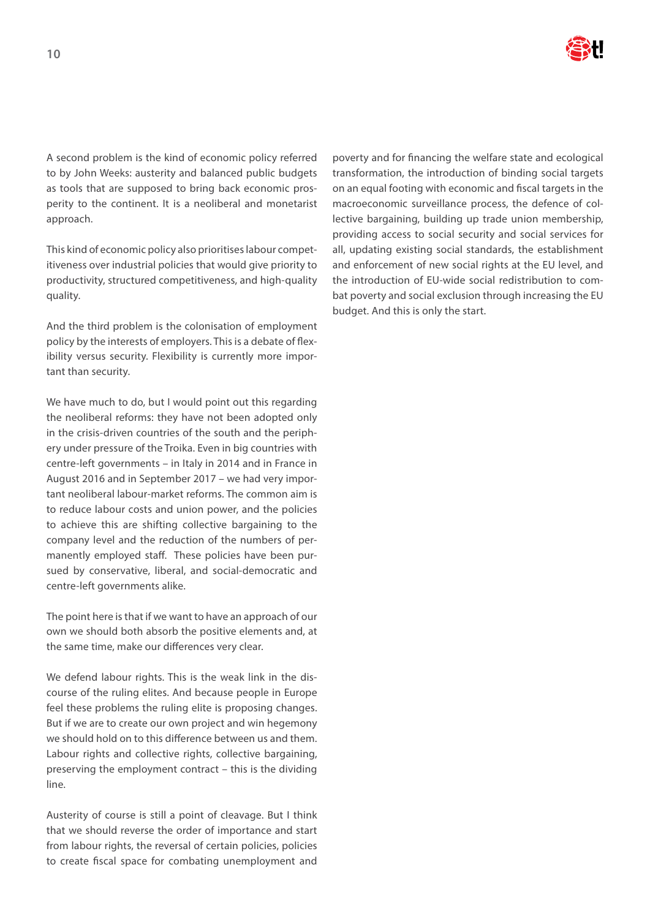A second problem is the kind of economic policy referred to by John Weeks: austerity and balanced public budgets as tools that are supposed to bring back economic prosperity to the continent. It is a neoliberal and monetarist approach.

This kind of economic policy also prioritises labour competitiveness over industrial policies that would give priority to productivity, structured competitiveness, and high-quality quality.

And the third problem is the colonisation of employment policy by the interests of employers. This is a debate of flexibility versus security. Flexibility is currently more important than security.

We have much to do, but I would point out this regarding the neoliberal reforms: they have not been adopted only in the crisis-driven countries of the south and the periphery under pressure of the Troika. Even in big countries with centre-left governments – in Italy in 2014 and in France in August 2016 and in September 2017 – we had very important neoliberal labour-market reforms. The common aim is to reduce labour costs and union power, and the policies to achieve this are shifting collective bargaining to the company level and the reduction of the numbers of permanently employed staff. These policies have been pursued by conservative, liberal, and social-democratic and centre-left governments alike.

The point here is that if we want to have an approach of our own we should both absorb the positive elements and, at the same time, make our differences very clear.

We defend labour rights. This is the weak link in the discourse of the ruling elites. And because people in Europe feel these problems the ruling elite is proposing changes. But if we are to create our own project and win hegemony we should hold on to this difference between us and them. Labour rights and collective rights, collective bargaining, preserving the employment contract – this is the dividing line.

Austerity of course is still a point of cleavage. But I think that we should reverse the order of importance and start from labour rights, the reversal of certain policies, policies to create fiscal space for combating unemployment and poverty and for financing the welfare state and ecological transformation, the introduction of binding social targets on an equal footing with economic and fiscal targets in the macroeconomic surveillance process, the defence of collective bargaining, building up trade union membership, providing access to social security and social services for all, updating existing social standards, the establishment and enforcement of new social rights at the EU level, and the introduction of EU-wide social redistribution to combat poverty and social exclusion through increasing the EU budget. And this is only the start.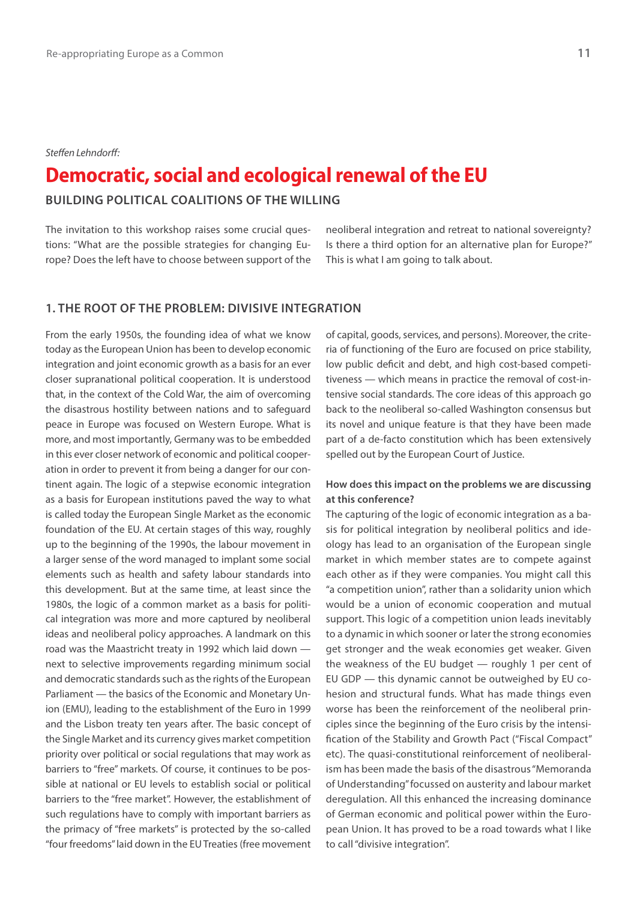*Steffen Lehndorff:*

# Democratic, social and ecological renewal of the EU

## BUILDING POLITICAL COALITIONS OF THE WILLING

The invitation to this workshop raises some crucial questions: "What are the possible strategies for changing Europe? Does the left have to choose between support of the neoliberal integration and retreat to national sovereignty? Is there a third option for an alternative plan for Europe?" This is what I am going to talk about.

### 1. THE ROOT OF THE PROBLEM: DIVISIVE INTEGRATION

From the early 1950s, the founding idea of what we know today as the European Union has been to develop economic integration and joint economic growth as a basis for an ever closer supranational political cooperation. It is understood that, in the context of the Cold War, the aim of overcoming the disastrous hostility between nations and to safeguard peace in Europe was focused on Western Europe. What is more, and most importantly, Germany was to be embedded in this ever closer network of economic and political cooperation in order to prevent it from being a danger for our continent again. The logic of a stepwise economic integration as a basis for European institutions paved the way to what is called today the European Single Market as the economic foundation of the EU. At certain stages of this way, roughly up to the beginning of the 1990s, the labour movement in a larger sense of the word managed to implant some social elements such as health and safety labour standards into this development. But at the same time, at least since the 1980s, the logic of a common market as a basis for political integration was more and more captured by neoliberal ideas and neoliberal policy approaches. A landmark on this road was the Maastricht treaty in 1992 which laid down — next to selective improvements regarding minimum social and democratic standards such as the rights of the European Parliament — the basics of the Economic and Monetary Union (EMU), leading to the establishment of the Euro in 1999 and the Lisbon treaty ten years after. The basic concept of the Single Market and its currency gives market competition priority over political or social regulations that may work as barriers to "free" markets. Of course, it continues to be possible at national or EU levels to establish social or political barriers to the "free market". However, the establishment of such regulations have to comply with important barriers as the primacy of "free markets" is protected by the so-called "four freedoms" laid down in the EU Treaties (free movement of capital, goods, services, and persons). Moreover, the criteria of functioning of the Euro are focused on price stability, low public deficit and debt, and high cost-based competitiveness — which means in practice the removal of cost-intensive social standards. The core ideas of this approach go back to the neoliberal so-called Washington consensus but its novel and unique feature is that they have been made part of a de-facto constitution which has been extensively spelled out by the European Court of Justice.

**How does this impact on the problems we are discussing at this conference?**

The capturing of the logic of economic integration as a basis for political integration by neoliberal politics and ideology has lead to an organisation of the European single market in which member states are to compete against each other as if they were companies. You might call this "a competition union", rather than a solidarity union which would be a union of economic cooperation and mutual support. This logic of a competition union leads inevitably to a dynamic in which sooner or later the strong economies get stronger and the weak economies get weaker. Given the weakness of the EU budget — roughly 1 per cent of EU GDP — this dynamic cannot be outweighed by EU cohesion and structural funds. What has made things even worse has been the reinforcement of the neoliberal principles since the beginning of the Euro crisis by the intensification of the Stability and Growth Pact ("Fiscal Compact" etc). The quasi-constitutional reinforcement of neoliberalism has been made the basis of the disastrous "Memoranda of Understanding" focussed on austerity and labour market deregulation. All this enhanced the increasing dominance of German economic and political power within the European Union. It has proved to be a road towards what I like to call "divisive integration".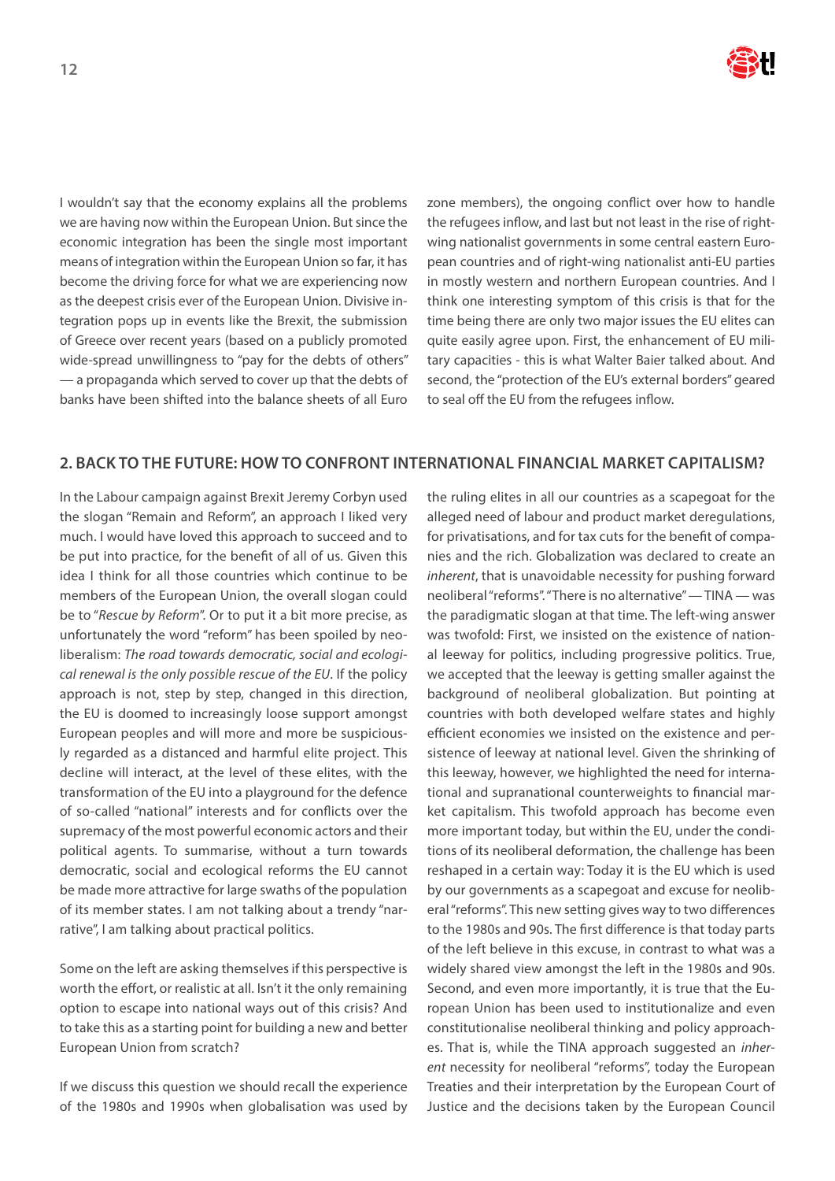I wouldn't say that the economy explains all the problems we are having now within the European Union. But since the economic integration has been the single most important means of integration within the European Union so far, it has become the driving force for what we are experiencing now as the deepest crisis ever of the European Union. Divisive integration pops up in events like the Brexit, the submission of Greece over recent years (based on a publicly promoted wide-spread unwillingness to "pay for the debts of others" — a propaganda which served to cover up that the debts of banks have been shifted into the balance sheets of all Euro zone members), the ongoing conflict over how to handle the refugees inflow, and last but not least in the rise of right-wing nationalist governments in some central eastern European countries and of right-wing nationalist anti-EU parties in mostly western and northern European countries. And I think one interesting symptom of this crisis is that for the time being there are only two major issues the EU elites can quite easily agree upon. First, the enhancement of EU military capacities - this is what Walter Baier talked about. And second, the "protection of the EU's external borders" geared to seal off the EU from the refugees inflow.

## 2. BACK TO THE FUTURE: HOW TO CONFRONT INTERNATIONAL FINANCIAL MARKET CAPITALISM?

In the Labour campaign against Brexit Jeremy Corbyn used the slogan "Remain and Reform", an approach I liked very much. I would have loved this approach to succeed and to be put into practice, for the benefit of all of us. Given this idea I think for all those countries which continue to be members of the European Union, the overall slogan could be to "*Rescue by Reform*". Or to put it a bit more precise, as unfortunately the word "reform" has been spoiled by neoliberalism: *The road towards democratic, social and ecological renewal is the only possible rescue of the EU*. If the policy approach is not, step by step, changed in this direction, the EU is doomed to increasingly loose support amongst European peoples and will more and more be suspiciously regarded as a distanced and harmful elite project. This decline will interact, at the level of these elites, with the transformation of the EU into a playground for the defence of so-called "national" interests and for conflicts over the supremacy of the most powerful economic actors and their political agents. To summarise, without a turn towards democratic, social and ecological reforms the EU cannot be made more attractive for large swaths of the population of its member states. I am not talking about a trendy "narrative", I am talking about practical politics.

Some on the left are asking themselves if this perspective is worth the effort, or realistic at all. Isn't it the only remaining option to escape into national ways out of this crisis? And to take this as a starting point for building a new and better European Union from scratch?

If we discuss this question we should recall the experience of the 1980s and 1990s when globalisation was used by the ruling elites in all our countries as a scapegoat for the alleged need of labour and product market deregulations, for privatisations, and for tax cuts for the benefit of companies and the rich. Globalization was declared to create an *inherent*, that is unavoidable necessity for pushing forward neoliberal "reforms". "There is no alternative" — TINA — was the paradigmatic slogan at that time. The left-wing answer was twofold: First, we insisted on the existence of national leeway for politics, including progressive politics. True, we accepted that the leeway is getting smaller against the background of neoliberal globalization. But pointing at countries with both developed welfare states and highly efficient economies we insisted on the existence and persistence of leeway at national level. Given the shrinking of this leeway, however, we highlighted the need for international and supranational counterweights to financial market capitalism. This twofold approach has become even more important today, but within the EU, under the conditions of its neoliberal deformation, the challenge has been reshaped in a certain way: Today it is the EU which is used by our governments as a scapegoat and excuse for neoliberal "reforms". This new setting gives way to two differences to the 1980s and 90s. The first difference is that today parts of the left believe in this excuse, in contrast to what was a widely shared view amongst the left in the 1980s and 90s. Second, and even more importantly, it is true that the European Union has been used to institutionalize and even constitutionalise neoliberal thinking and policy approaches. That is, while the TINA approach suggested an *inherent* necessity for neoliberal "reforms", today the European Treaties and their interpretation by the European Court of Justice and the decisions taken by the European Council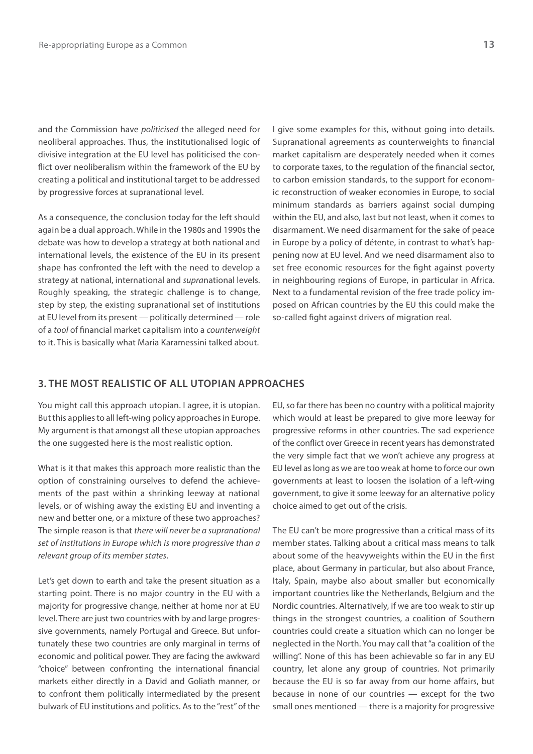and the Commission have *politicised* the alleged need for neoliberal approaches. Thus, the institutionalised logic of divisive integration at the EU level has politicised the conflict over neoliberalism within the framework of the EU by creating a political and institutional target to be addressed by progressive forces at supranational level.

As a consequence, the conclusion today for the left should again be a dual approach. While in the 1980s and 1990s the debate was how to develop a strategy at both national and international levels, the existence of the EU in its present shape has confronted the left with the need to develop a strategy at national, international and *supra*national levels. Roughly speaking, the strategic challenge is to change, step by step, the existing supranational set of institutions at EU level from its present — politically determined — role of a *tool* of financial market capitalism into a *counterweight* to it. This is basically what Maria Karamessini talked about.

I give some examples for this, without going into details. Supranational agreements as counterweights to financial market capitalism are desperately needed when it comes to corporate taxes, to the regulation of the financial sector, to carbon emission standards, to the support for economic reconstruction of weaker economies in Europe, to social minimum standards as barriers against social dumping within the EU, and also, last but not least, when it comes to disarmament. We need disarmament for the sake of peace in Europe by a policy of détente, in contrast to what's happening now at EU level. And we need disarmament also to set free economic resources for the fight against poverty in neighbouring regions of Europe, in particular in Africa. Next to a fundamental revision of the free trade policy imposed on African countries by the EU this could make the so-called fight against drivers of migration real.

## 3. THE MOST REALISTIC OF ALL UTOPIAN APPROACHES

You might call this approach utopian. I agree, it is utopian. But this applies to all left-wing policy approaches in Europe. My argument is that amongst all these utopian approaches the one suggested here is the most realistic option.

What is it that makes this approach more realistic than the option of constraining ourselves to defend the achievements of the past within a shrinking leeway at national levels, or of wishing away the existing EU and inventing a new and better one, or a mixture of these two approaches? The simple reason is that *there will never be a supranational set of institutions in Europe which is more progressive than a relevant group of its member states*.

Let's get down to earth and take the present situation as a starting point. There is no major country in the EU with a majority for progressive change, neither at home nor at EU level. There are just two countries with by and large progressive governments, namely Portugal and Greece. But unfortunately these two countries are only marginal in terms of economic and political power. They are facing the awkward "choice" between confronting the international financial markets either directly in a David and Goliath manner, or to confront them politically intermediated by the present bulwark of EU institutions and politics. As to the "rest" of the EU, so far there has been no country with a political majority which would at least be prepared to give more leeway for progressive reforms in other countries. The sad experience of the conflict over Greece in recent years has demonstrated the very simple fact that we won't achieve any progress at EU level as long as we are too weak at home to force our own governments at least to loosen the isolation of a left-wing government, to give it some leeway for an alternative policy choice aimed to get out of the crisis.

The EU can't be more progressive than a critical mass of its member states. Talking about a critical mass means to talk about some of the heavyweights within the EU in the first place, about Germany in particular, but also about France, Italy, Spain, maybe also about smaller but economically important countries like the Netherlands, Belgium and the Nordic countries. Alternatively, if we are too weak to stir up things in the strongest countries, a coalition of Southern countries could create a situation which can no longer be neglected in the North. You may call that "a coalition of the willing". None of this has been achievable so far in any EU country, let alone any group of countries. Not primarily because the EU is so far away from our home affairs, but because in none of our countries — except for the two small ones mentioned — there is a majority for progressive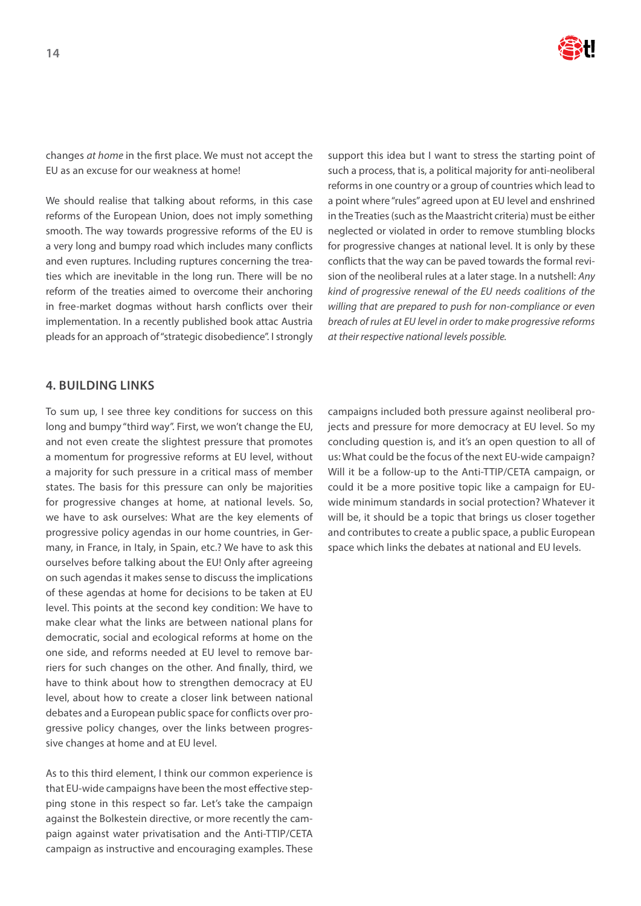changes *at home* in the first place. We must not accept the EU as an excuse for our weakness at home!

We should realise that talking about reforms, in this case reforms of the European Union, does not imply something smooth. The way towards progressive reforms of the EU is a very long and bumpy road which includes many conflicts and even ruptures. Including ruptures concerning the treaties which are inevitable in the long run. There will be no reform of the treaties aimed to overcome their anchoring in free-market dogmas without harsh conflicts over their implementation. In a recently published book attac Austria pleads for an approach of "strategic disobedience". I strongly support this idea but I want to stress the starting point of such a process, that is, a political majority for anti-neoliberal reforms in one country or a group of countries which lead to a point where "rules" agreed upon at EU level and enshrined in the Treaties (such as the Maastricht criteria) must be either neglected or violated in order to remove stumbling blocks for progressive changes at national level. It is only by these conflicts that the way can be paved towards the formal revision of the neoliberal rules at a later stage. In a nutshell: *Any kind of progressive renewal of the EU needs coalitions of the willing that are prepared to push for non-compliance or even breach of rules at EU level in order to make progressive reforms at their respective national levels possible.*

## 4. BUILDING LINKS

To sum up, I see three key conditions for success on this long and bumpy "third way". First, we won't change the EU, and not even create the slightest pressure that promotes a momentum for progressive reforms at EU level, without a majority for such pressure in a critical mass of member states. The basis for this pressure can only be majorities for progressive changes at home, at national levels. So, we have to ask ourselves: What are the key elements of progressive policy agendas in our home countries, in Germany, in France, in Italy, in Spain, etc.? We have to ask this ourselves before talking about the EU! Only after agreeing on such agendas it makes sense to discuss the implications of these agendas at home for decisions to be taken at EU level. This points at the second key condition: We have to make clear what the links are between national plans for democratic, social and ecological reforms at home on the one side, and reforms needed at EU level to remove barriers for such changes on the other. And finally, third, we have to think about how to strengthen democracy at EU level, about how to create a closer link between national debates and a European public space for conflicts over progressive policy changes, over the links between progressive changes at home and at EU level.

As to this third element, I think our common experience is that EU-wide campaigns have been the most effective stepping stone in this respect so far. Let's take the campaign against the Bolkestein directive, or more recently the campaign against water privatisation and the Anti-TTIP/CETA campaign as instructive and encouraging examples. These campaigns included both pressure against neoliberal projects and pressure for more democracy at EU level. So my concluding question is, and it's an open question to all of us: What could be the focus of the next EU-wide campaign? Will it be a follow-up to the Anti-TTIP/CETA campaign, or could it be a more positive topic like a campaign for EU-wide minimum standards in social protection? Whatever it will be, it should be a topic that brings us closer together and contributes to create a public space, a public European space which links the debates at national and EU levels.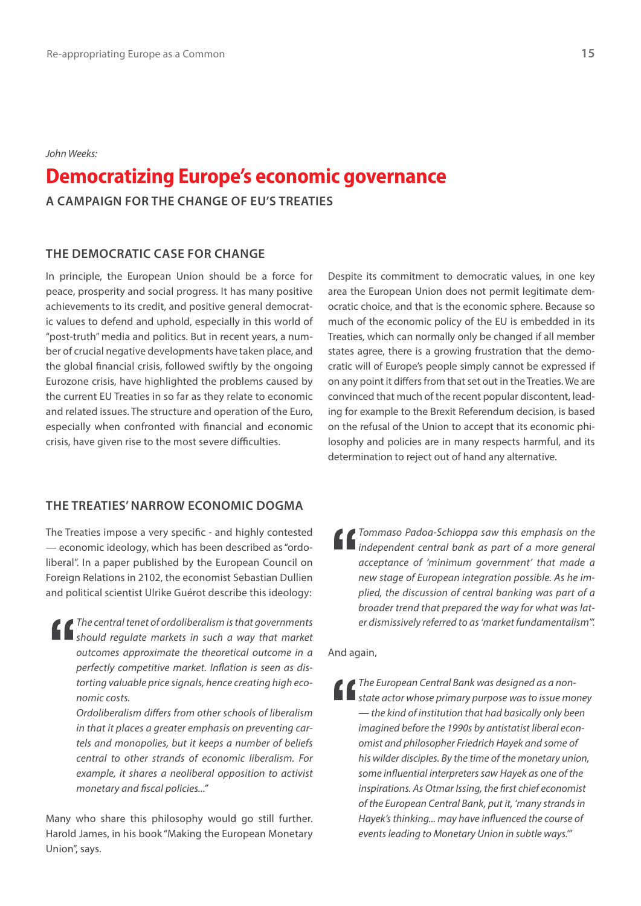*John Weeks:*

# Democratizing Europe's economic governance

**A CAMPAIGN FOR THE CHANGE OF EU'S TREATIES**

## THE DEMOCRATIC CASE FOR CHANGE

In principle, the European Union should be a force for peace, prosperity and social progress. It has many positive achievements to its credit, and positive general democratic values to defend and uphold, especially in this world of "post-truth" media and politics. But in recent years, a number of crucial negative developments have taken place, and the global financial crisis, followed swiftly by the ongoing Eurozone crisis, have highlighted the problems caused by the current EU Treaties in so far as they relate to economic and related issues. The structure and operation of the Euro, especially when confronted with financial and economic crisis, have given rise to the most severe difficulties.

Despite its commitment to democratic values, in one key area the European Union does not permit legitimate democratic choice, and that is the economic sphere. Because so much of the economic policy of the EU is embedded in its Treaties, which can normally only be changed if all member states agree, there is a growing frustration that the democratic will of Europe's people simply cannot be expressed if on any point it differs from that set out in the Treaties. We are convinced that much of the recent popular discontent, leading for example to the Brexit Referendum decision, is based on the refusal of the Union to accept that its economic philosophy and policies are in many respects harmful, and its determination to reject out of hand any alternative.

## THE TREATIES' NARROW ECONOMIC DOGMA

The Treaties impose a very specific - and highly contested — economic ideology, which has been described as "ordoliberal". In a paper published by the European Council on Foreign Relations in 2102, the economist Sebastian Dullien and political scientist Ulrike Guérot describe this ideology:

> *The central tenet of ordoliberalism is that governments should regulate markets in such a way that market outcomes approximate the theoretical outcome in a perfectly competitive market. Inflation is seen as distorting valuable price signals, hence creating high economic costs.*
>
> *Ordoliberalism differs from other schools of liberalism in that it places a greater emphasis on preventing cartels and monopolies, but it keeps a number of beliefs central to other strands of economic liberalism. For example, it shares a neoliberal opposition to activist monetary and fiscal policies..."*

Many who share this philosophy would go still further. Harold James, in his book "Making the European Monetary Union", says.

> *Tommaso Padoa-Schioppa saw this emphasis on the independent central bank as part of a more general acceptance of 'minimum government' that made a new stage of European integration possible. As he implied, the discussion of central banking was part of a broader trend that prepared the way for what was later dismissively referred to as 'market fundamentalism'".*

And again,

> *The European Central Bank was designed as a non-state actor whose primary purpose was to issue money — the kind of institution that had basically only been imagined before the 1990s by antistatist liberal economist and philosopher Friedrich Hayek and some of his wilder disciples. By the time of the monetary union, some influential interpreters saw Hayek as one of the inspirations. As Otmar Issing, the first chief economist of the European Central Bank, put it, 'many strands in Hayek's thinking... may have influenced the course of events leading to Monetary Union in subtle ways.'"*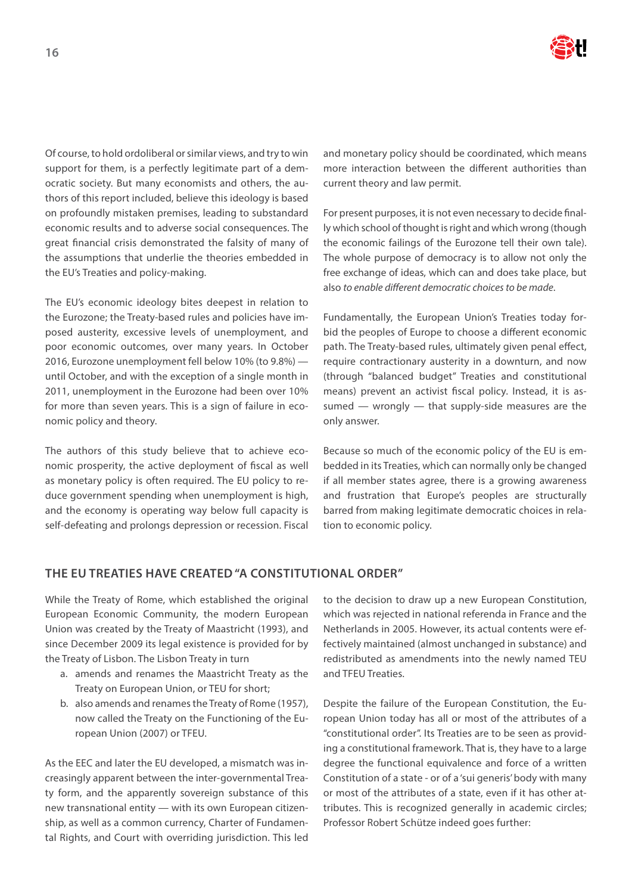Of course, to hold ordoliberal or similar views, and try to win support for them, is a perfectly legitimate part of a democratic society. But many economists and others, the authors of this report included, believe this ideology is based on profoundly mistaken premises, leading to substandard economic results and to adverse social consequences. The great financial crisis demonstrated the falsity of many of the assumptions that underlie the theories embedded in the EU's Treaties and policy-making.

The EU's economic ideology bites deepest in relation to the Eurozone; the Treaty-based rules and policies have imposed austerity, excessive levels of unemployment, and poor economic outcomes, over many years. In October 2016, Eurozone unemployment fell below 10% (to 9.8%) — until October, and with the exception of a single month in 2011, unemployment in the Eurozone had been over 10% for more than seven years. This is a sign of failure in economic policy and theory.

The authors of this study believe that to achieve economic prosperity, the active deployment of fiscal as well as monetary policy is often required. The EU policy to reduce government spending when unemployment is high, and the economy is operating way below full capacity is self-defeating and prolongs depression or recession. Fiscal and monetary policy should be coordinated, which means more interaction between the different authorities than current theory and law permit.

For present purposes, it is not even necessary to decide finally which school of thought is right and which wrong (though the economic failings of the Eurozone tell their own tale). The whole purpose of democracy is to allow not only the free exchange of ideas, which can and does take place, but also *to enable different democratic choices to be made*.

Fundamentally, the European Union's Treaties today forbid the peoples of Europe to choose a different economic path. The Treaty-based rules, ultimately given penal effect, require contractionary austerity in a downturn, and now (through "balanced budget" Treaties and constitutional means) prevent an activist fiscal policy. Instead, it is assumed — wrongly — that supply-side measures are the only answer.

Because so much of the economic policy of the EU is embedded in its Treaties, which can normally only be changed if all member states agree, there is a growing awareness and frustration that Europe's peoples are structurally barred from making legitimate democratic choices in relation to economic policy.

## THE EU TREATIES HAVE CREATED "A CONSTITUTIONAL ORDER"

While the Treaty of Rome, which established the original European Economic Community, the modern European Union was created by the Treaty of Maastricht (1993), and since December 2009 its legal existence is provided for by the Treaty of Lisbon. The Lisbon Treaty in turn

a. amends and renames the Maastricht Treaty as the Treaty on European Union, or TEU for short;
b. also amends and renames the Treaty of Rome (1957), now called the Treaty on the Functioning of the European Union (2007) or TFEU.

As the EEC and later the EU developed, a mismatch was increasingly apparent between the inter-governmental Treaty form, and the apparently sovereign substance of this new transnational entity — with its own European citizenship, as well as a common currency, Charter of Fundamental Rights, and Court with overriding jurisdiction. This led to the decision to draw up a new European Constitution, which was rejected in national referenda in France and the Netherlands in 2005. However, its actual contents were effectively maintained (almost unchanged in substance) and redistributed as amendments into the newly named TEU and TFEU Treaties.

Despite the failure of the European Constitution, the European Union today has all or most of the attributes of a "constitutional order". Its Treaties are to be seen as providing a constitutional framework. That is, they have to a large degree the functional equivalence and force of a written Constitution of a state - or of a 'sui generis' body with many or most of the attributes of a state, even if it has other attributes. This is recognized generally in academic circles; Professor Robert Schütze indeed goes further: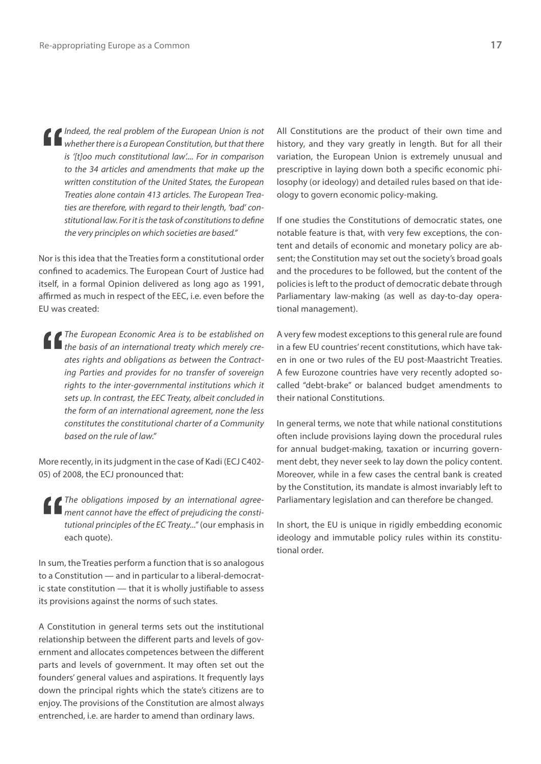> *Indeed, the real problem of the European Union is not whether there is a European Constitution, but that there is '[t]oo much constitutional law'.... For in comparison to the 34 articles and amendments that make up the written constitution of the United States, the European Treaties alone contain 413 articles. The European Treaties are therefore, with regard to their length, 'bad' constitutional law. For it is the task of constitutions to define the very principles on which societies are based."*

Nor is this idea that the Treaties form a constitutional order confined to academics. The European Court of Justice had itself, in a formal Opinion delivered as long ago as 1991, affirmed as much in respect of the EEC, i.e. even before the EU was created:

> *The European Economic Area is to be established on the basis of an international treaty which merely creates rights and obligations as between the Contracting Parties and provides for no transfer of sovereign rights to the inter-governmental institutions which it sets up. In contrast, the EEC Treaty, albeit concluded in the form of an international agreement, none the less constitutes the constitutional charter of a Community based on the rule of law."*

More recently, in its judgment in the case of Kadi (ECJ C402-05) of 2008, the ECJ pronounced that:

> *The obligations imposed by an international agreement cannot have the effect of prejudicing the constitutional principles of the EC Treaty..."* (our emphasis in each quote).

In sum, the Treaties perform a function that is so analogous to a Constitution — and in particular to a liberal-democratic state constitution — that it is wholly justifiable to assess its provisions against the norms of such states.

A Constitution in general terms sets out the institutional relationship between the different parts and levels of government and allocates competences between the different parts and levels of government. It may often set out the founders' general values and aspirations. It frequently lays down the principal rights which the state's citizens are to enjoy. The provisions of the Constitution are almost always entrenched, i.e. are harder to amend than ordinary laws.

All Constitutions are the product of their own time and history, and they vary greatly in length. But for all their variation, the European Union is extremely unusual and prescriptive in laying down both a specific economic philosophy (or ideology) and detailed rules based on that ideology to govern economic policy-making.

If one studies the Constitutions of democratic states, one notable feature is that, with very few exceptions, the content and details of economic and monetary policy are absent; the Constitution may set out the society's broad goals and the procedures to be followed, but the content of the policies is left to the product of democratic debate through Parliamentary law-making (as well as day-to-day operational management).

A very few modest exceptions to this general rule are found in a few EU countries' recent constitutions, which have taken in one or two rules of the EU post-Maastricht Treaties. A few Eurozone countries have very recently adopted so-called "debt-brake" or balanced budget amendments to their national Constitutions.

In general terms, we note that while national constitutions often include provisions laying down the procedural rules for annual budget-making, taxation or incurring government debt, they never seek to lay down the policy content. Moreover, while in a few cases the central bank is created by the Constitution, its mandate is almost invariably left to Parliamentary legislation and can therefore be changed.

In short, the EU is unique in rigidly embedding economic ideology and immutable policy rules within its constitutional order.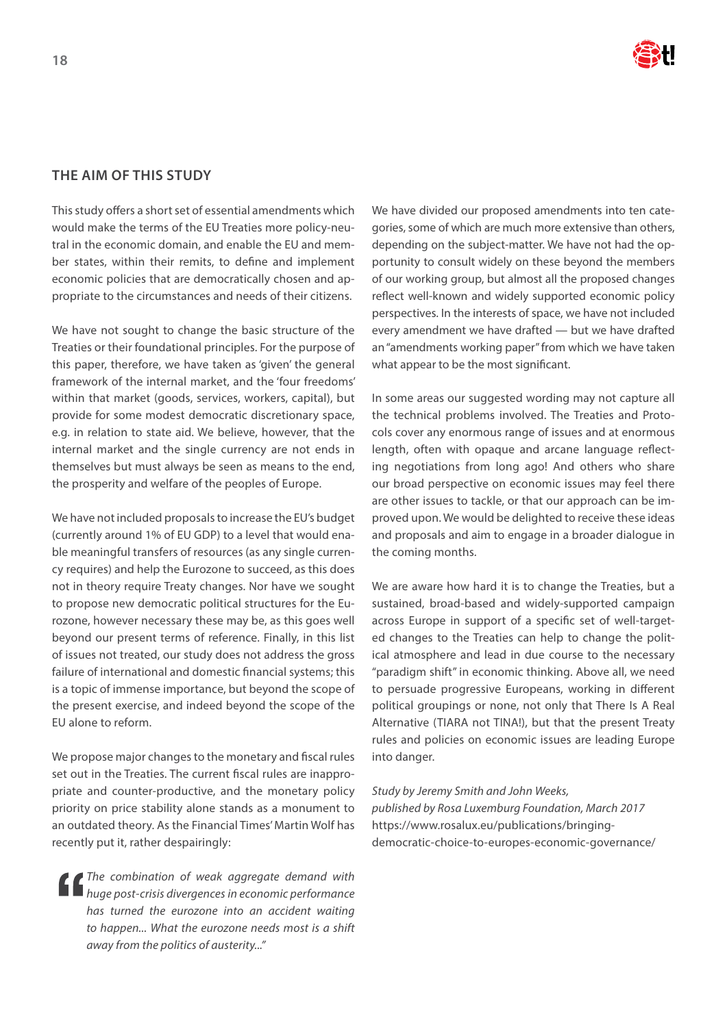## THE AIM OF THIS STUDY

This study offers a short set of essential amendments which would make the terms of the EU Treaties more policy-neutral in the economic domain, and enable the EU and member states, within their remits, to define and implement economic policies that are democratically chosen and appropriate to the circumstances and needs of their citizens.

We have not sought to change the basic structure of the Treaties or their foundational principles. For the purpose of this paper, therefore, we have taken as 'given' the general framework of the internal market, and the 'four freedoms' within that market (goods, services, workers, capital), but provide for some modest democratic discretionary space, e.g. in relation to state aid. We believe, however, that the internal market and the single currency are not ends in themselves but must always be seen as means to the end, the prosperity and welfare of the peoples of Europe.

We have not included proposals to increase the EU's budget (currently around 1% of EU GDP) to a level that would enable meaningful transfers of resources (as any single currency requires) and help the Eurozone to succeed, as this does not in theory require Treaty changes. Nor have we sought to propose new democratic political structures for the Eurozone, however necessary these may be, as this goes well beyond our present terms of reference. Finally, in this list of issues not treated, our study does not address the gross failure of international and domestic financial systems; this is a topic of immense importance, but beyond the scope of the present exercise, and indeed beyond the scope of the EU alone to reform.

We propose major changes to the monetary and fiscal rules set out in the Treaties. The current fiscal rules are inappropriate and counter-productive, and the monetary policy priority on price stability alone stands as a monument to an outdated theory. As the Financial Times' Martin Wolf has recently put it, rather despairingly:

> *The combination of weak aggregate demand with huge post-crisis divergences in economic performance has turned the eurozone into an accident waiting to happen... What the eurozone needs most is a shift away from the politics of austerity..."*

We have divided our proposed amendments into ten categories, some of which are much more extensive than others, depending on the subject-matter. We have not had the opportunity to consult widely on these beyond the members of our working group, but almost all the proposed changes reflect well-known and widely supported economic policy perspectives. In the interests of space, we have not included every amendment we have drafted — but we have drafted an "amendments working paper" from which we have taken what appear to be the most significant.

In some areas our suggested wording may not capture all the technical problems involved. The Treaties and Protocols cover any enormous range of issues and at enormous length, often with opaque and arcane language reflecting negotiations from long ago! And others who share our broad perspective on economic issues may feel there are other issues to tackle, or that our approach can be improved upon. We would be delighted to receive these ideas and proposals and aim to engage in a broader dialogue in the coming months.

We are aware how hard it is to change the Treaties, but a sustained, broad-based and widely-supported campaign across Europe in support of a specific set of well-targeted changes to the Treaties can help to change the political atmosphere and lead in due course to the necessary "paradigm shift" in economic thinking. Above all, we need to persuade progressive Europeans, working in different political groupings or none, not only that There Is A Real Alternative (TIARA not TINA!), but that the present Treaty rules and policies on economic issues are leading Europe into danger.

*Study by Jeremy Smith and John Weeks,*
*published by Rosa Luxemburg Foundation, March 2017*
https://www.rosalux.eu/publications/bringing-democratic-choice-to-europes-economic-governance/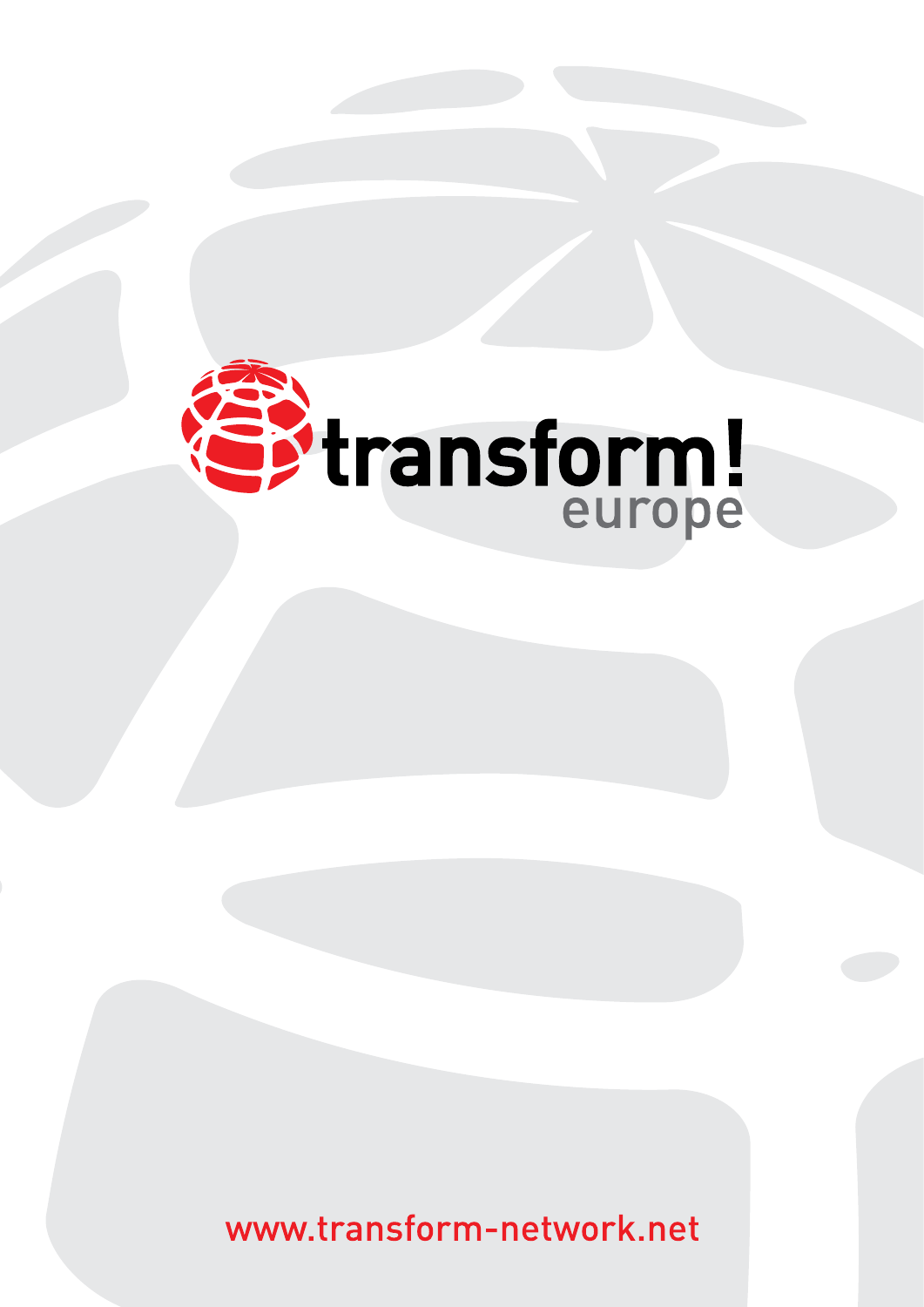transform!

europe

www.transform-network.net